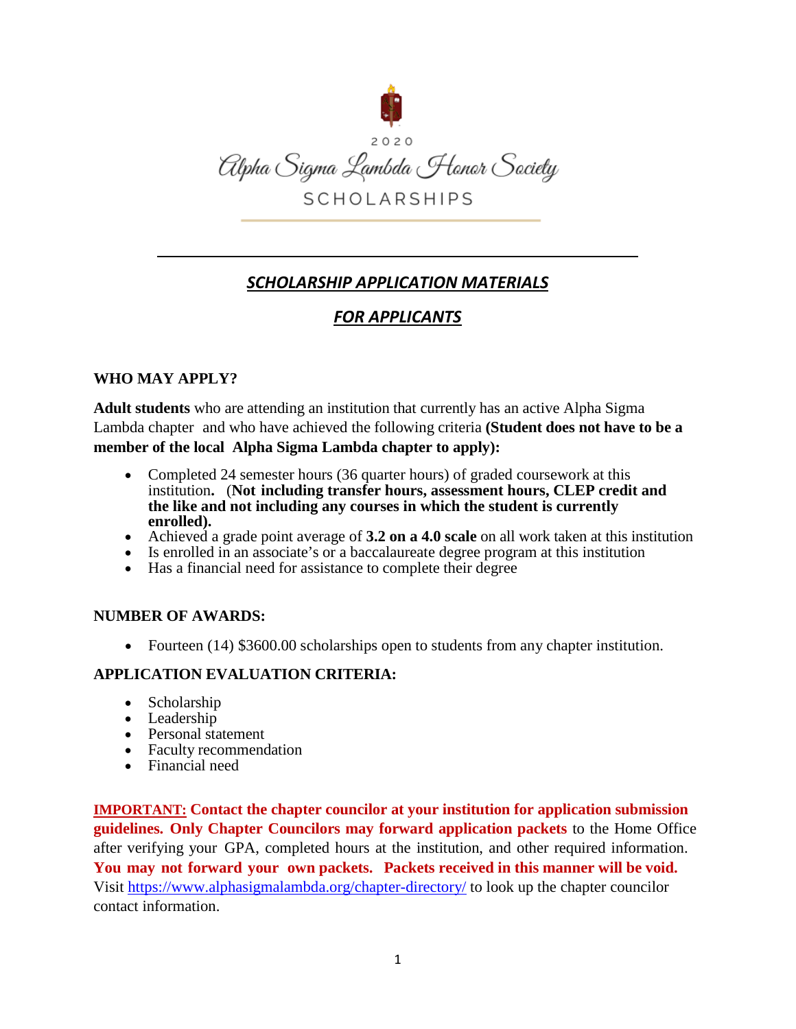2020

# Alpha Sigma Lambda Honor Society

SCHOLARSHIPS

---

## ***SCHOLARSHIP APPLICATION MATERIALS***

## ***FOR APPLICANTS***

### WHO MAY APPLY?

**Adult students** who are attending an institution that currently has an active Alpha Sigma Lambda chapter and who have achieved the following criteria **(Student does not have to be a member of the local Alpha Sigma Lambda chapter to apply):**

- Completed 24 semester hours (36 quarter hours) of graded coursework at this institution**.** (**Not including transfer hours, assessment hours, CLEP credit and the like and not including any courses in which the student is currently enrolled).**
- Achieved a grade point average of **3.2 on a 4.0 scale** on all work taken at this institution
- Is enrolled in an associate's or a baccalaureate degree program at this institution
- Has a financial need for assistance to complete their degree

### NUMBER OF AWARDS:

- Fourteen (14) $3600.00 scholarships open to students from any chapter institution.

### APPLICATION EVALUATION CRITERIA:

- Scholarship
- Leadership
- Personal statement
- Faculty recommendation
- Financial need

**IMPORTANT: Contact the chapter councilor at your institution for application submission guidelines. Only Chapter Councilors may forward application packets** to the Home Office after verifying your GPA, completed hours at the institution, and other required information. **You may not forward your own packets. Packets received in this manner will be void.** Visit https://www.alphasigmalambda.org/chapter-directory/ to look up the chapter councilor contact information.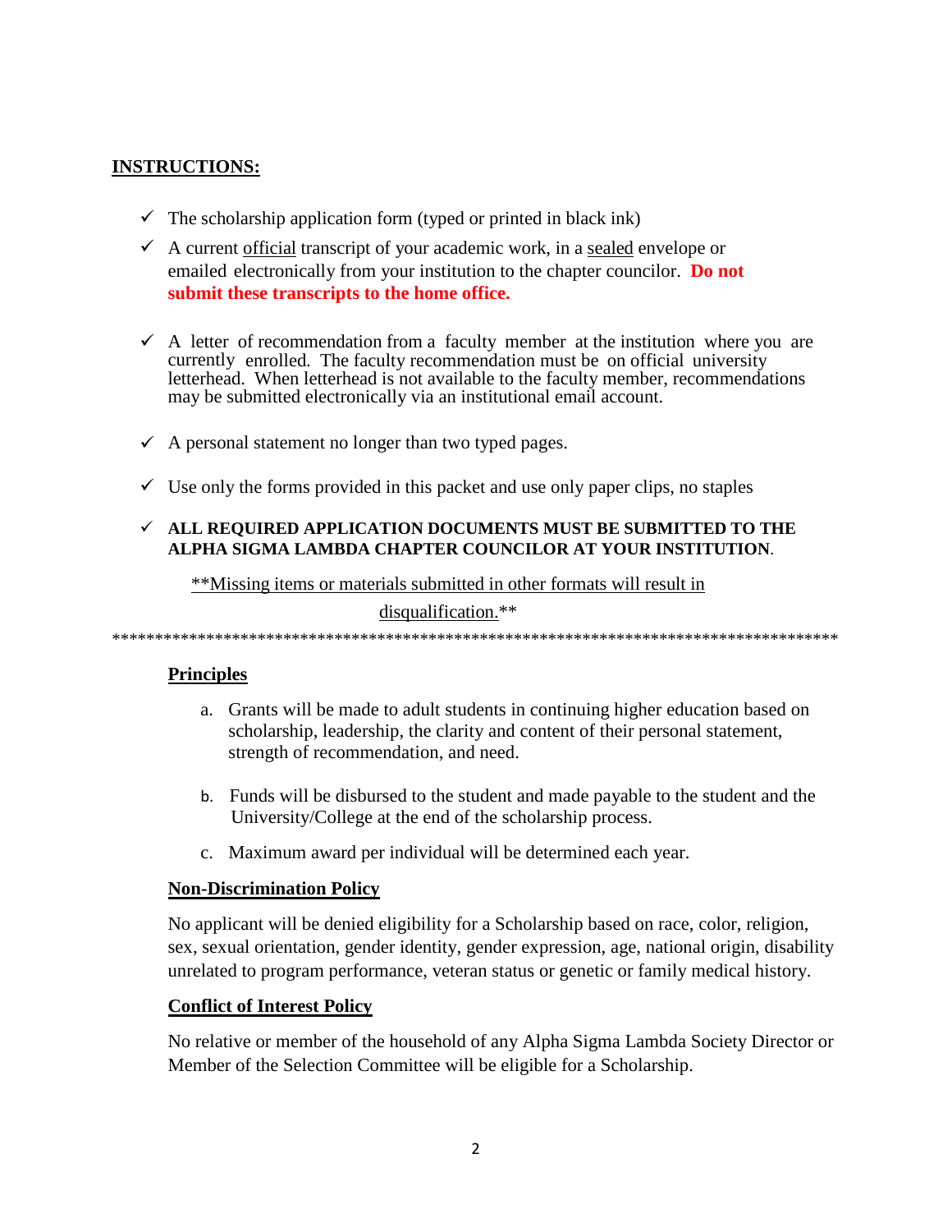## INSTRUCTIONS:

- ✓ The scholarship application form (typed or printed in black ink)
- ✓ A current official transcript of your academic work, in a sealed envelope or emailed electronically from your institution to the chapter councilor. **Do not submit these transcripts to the home office.**
- ✓ A letter of recommendation from a faculty member at the institution where you are currently enrolled. The faculty recommendation must be on official university letterhead. When letterhead is not available to the faculty member, recommendations may be submitted electronically via an institutional email account.
- ✓ A personal statement no longer than two typed pages.
- ✓ Use only the forms provided in this packet and use only paper clips, no staples
- ✓ **ALL REQUIRED APPLICATION DOCUMENTS MUST BE SUBMITTED TO THE ALPHA SIGMA LAMBDA CHAPTER COUNCILOR AT YOUR INSTITUTION**.

**Missing items or materials submitted in other formats will result in disqualification.**

***************************************************************************************

### Principles

a. Grants will be made to adult students in continuing higher education based on scholarship, leadership, the clarity and content of their personal statement, strength of recommendation, and need.

b. Funds will be disbursed to the student and made payable to the student and the University/College at the end of the scholarship process.

c. Maximum award per individual will be determined each year.

### Non-Discrimination Policy

No applicant will be denied eligibility for a Scholarship based on race, color, religion, sex, sexual orientation, gender identity, gender expression, age, national origin, disability unrelated to program performance, veteran status or genetic or family medical history.

### Conflict of Interest Policy

No relative or member of the household of any Alpha Sigma Lambda Society Director or Member of the Selection Committee will be eligible for a Scholarship.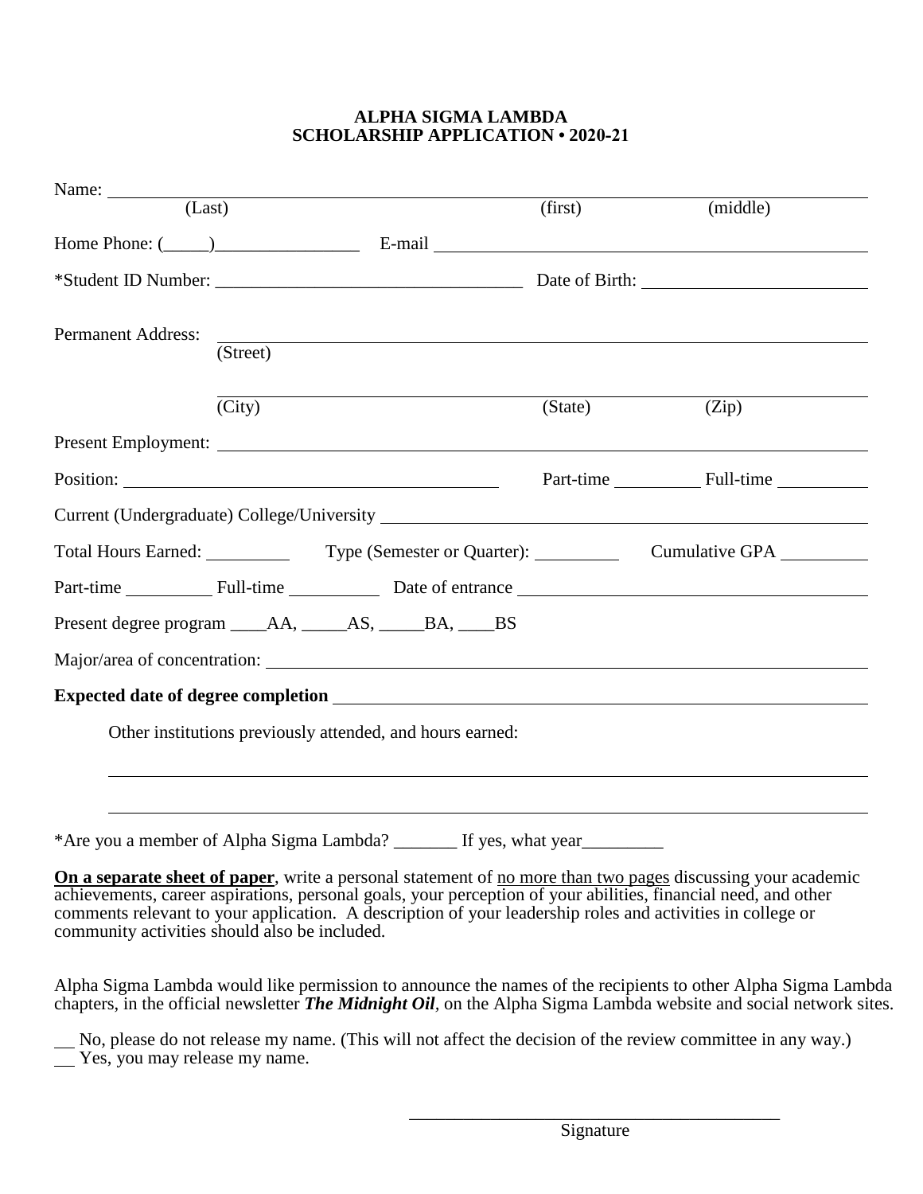**ALPHA SIGMA LAMBDA**
**SCHOLARSHIP APPLICATION • 2020-21**

Name: ______________________________________________________________________
(Last) (first) (middle)

Home Phone: (_____)________________ E-mail ______________________________________

*Student ID Number: _________________________________ Date of Birth: ________________________

Permanent Address: ______________________________________________________________
(Street)

______________________________________________________________
(City) (State) (Zip)

Present Employment: ______________________________________________________________

Position: ________________________________________ Part-time __________ Full-time __________

Current (Undergraduate) College/University ________________________________________________

Total Hours Earned: __________ Type (Semester or Quarter): __________ Cumulative GPA __________

Part-time __________ Full-time __________ Date of entrance ______________________________________

Present degree program ____AA, _____AS, _____BA, ____BS

Major/area of concentration: ______________________________________________________________

**Expected date of degree completion** _______________________________________________________

Other institutions previously attended, and hours earned:

______________________________________________________________________

______________________________________________________________________

*Are you a member of Alpha Sigma Lambda? _______ If yes, what year_________

**On a separate sheet of paper**, write a personal statement of no more than two pages discussing your academic achievements, career aspirations, personal goals, your perception of your abilities, financial need, and other comments relevant to your application. A description of your leadership roles and activities in college or community activities should also be included.

Alpha Sigma Lambda would like permission to announce the names of the recipients to other Alpha Sigma Lambda chapters, in the official newsletter ***The Midnight Oil***, on the Alpha Sigma Lambda website and social network sites.

__ No, please do not release my name. (This will not affect the decision of the review committee in any way.)
__ Yes, you may release my name.

__________________________________________
Signature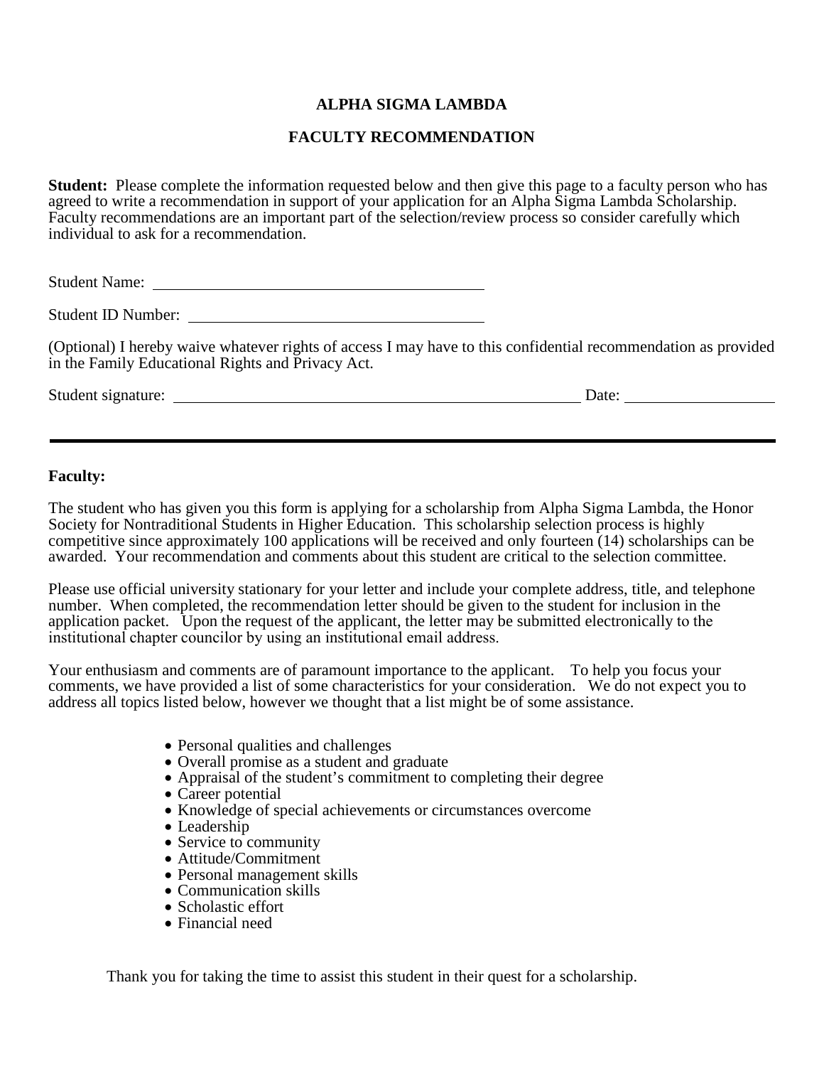# ALPHA SIGMA LAMBDA

## FACULTY RECOMMENDATION

**Student:** Please complete the information requested below and then give this page to a faculty person who has agreed to write a recommendation in support of your application for an Alpha Sigma Lambda Scholarship. Faculty recommendations are an important part of the selection/review process so consider carefully which individual to ask for a recommendation.

Student Name: ___________________________________________

Student ID Number: ______________________________________

(Optional) I hereby waive whatever rights of access I may have to this confidential recommendation as provided in the Family Educational Rights and Privacy Act.

Student signature: ________________________________________________ Date: __________________

---

**Faculty:**

The student who has given you this form is applying for a scholarship from Alpha Sigma Lambda, the Honor Society for Nontraditional Students in Higher Education. This scholarship selection process is highly competitive since approximately 100 applications will be received and only fourteen (14) scholarships can be awarded. Your recommendation and comments about this student are critical to the selection committee.

Please use official university stationary for your letter and include your complete address, title, and telephone number. When completed, the recommendation letter should be given to the student for inclusion in the application packet. Upon the request of the applicant, the letter may be submitted electronically to the institutional chapter councilor by using an institutional email address.

Your enthusiasm and comments are of paramount importance to the applicant. To help you focus your comments, we have provided a list of some characteristics for your consideration. We do not expect you to address all topics listed below, however we thought that a list might be of some assistance.

- Personal qualities and challenges
- Overall promise as a student and graduate
- Appraisal of the student's commitment to completing their degree
- Career potential
- Knowledge of special achievements or circumstances overcome
- Leadership
- Service to community
- Attitude/Commitment
- Personal management skills
- Communication skills
- Scholastic effort
- Financial need

Thank you for taking the time to assist this student in their quest for a scholarship.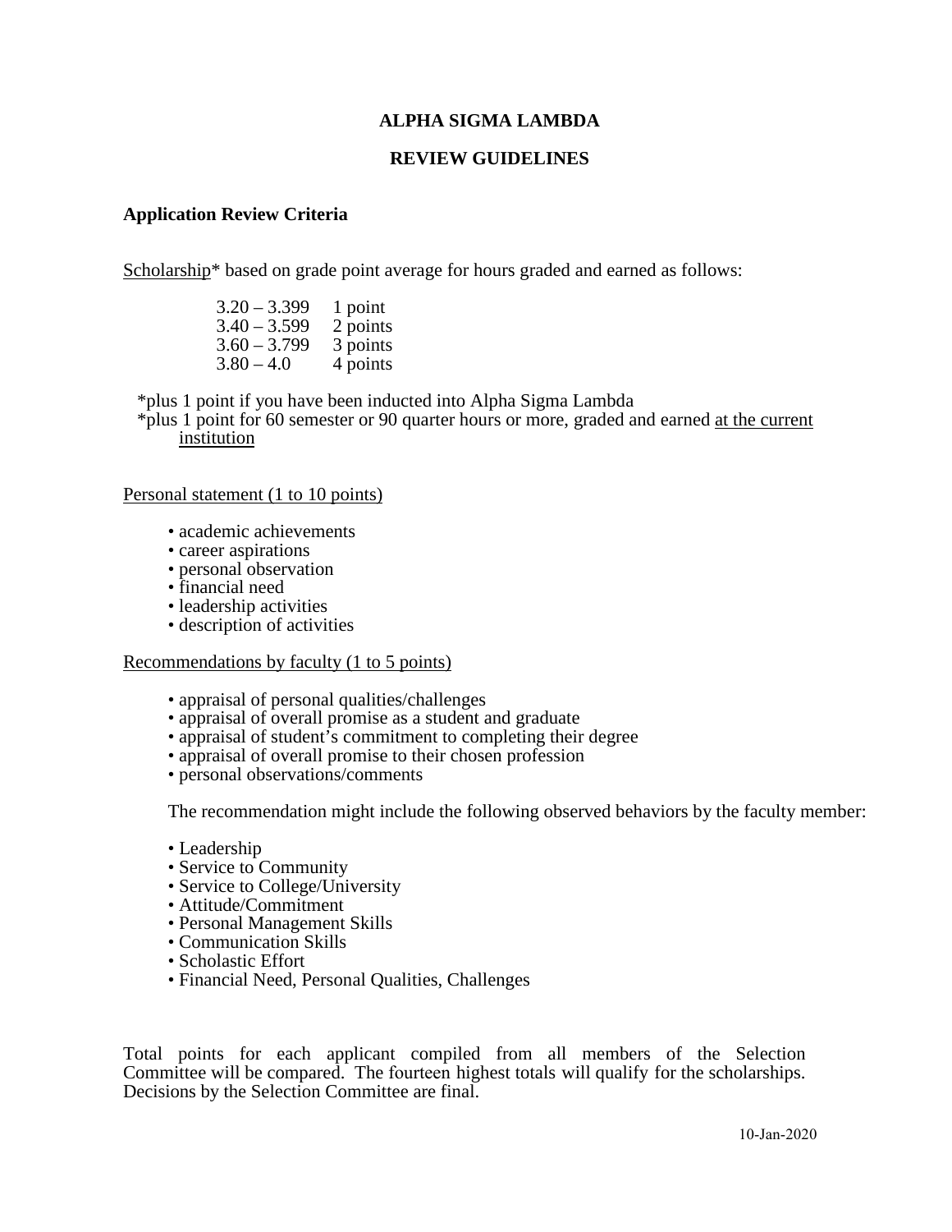# ALPHA SIGMA LAMBDA

## REVIEW GUIDELINES

### Application Review Criteria

Scholarship* based on grade point average for hours graded and earned as follows:

| | |
|---|---|
| 3.20 – 3.399 | 1 point |
| 3.40 – 3.599 | 2 points |
| 3.60 – 3.799 | 3 points |
| 3.80 – 4.0 | 4 points |

*plus 1 point if you have been inducted into Alpha Sigma Lambda
*plus 1 point for 60 semester or 90 quarter hours or more, graded and earned at the current institution

Personal statement (1 to 10 points)

- academic achievements
- career aspirations
- personal observation
- financial need
- leadership activities
- description of activities

Recommendations by faculty (1 to 5 points)

- appraisal of personal qualities/challenges
- appraisal of overall promise as a student and graduate
- appraisal of student's commitment to completing their degree
- appraisal of overall promise to their chosen profession
- personal observations/comments

The recommendation might include the following observed behaviors by the faculty member:

- Leadership
- Service to Community
- Service to College/University
- Attitude/Commitment
- Personal Management Skills
- Communication Skills
- Scholastic Effort
- Financial Need, Personal Qualities, Challenges

Total points for each applicant compiled from all members of the Selection Committee will be compared. The fourteen highest totals will qualify for the scholarships. Decisions by the Selection Committee are final.

10-Jan-2020